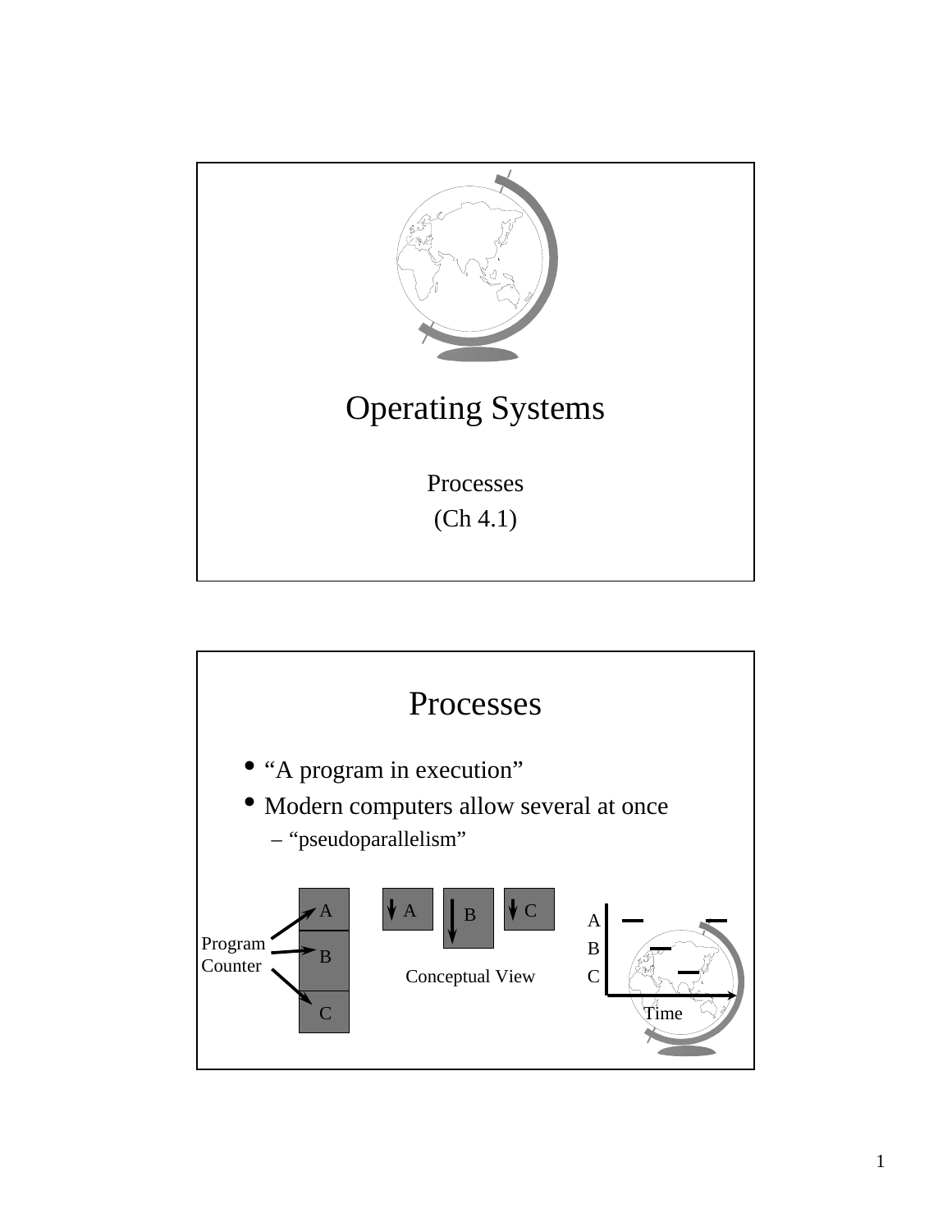# Operating Systems

Processes

(Ch 4.1)

# Processes

- "A program in execution"
- Modern computers allow several at once
  - "pseudoparallelism"

Program Counter

A

B

C

Conceptual View

Time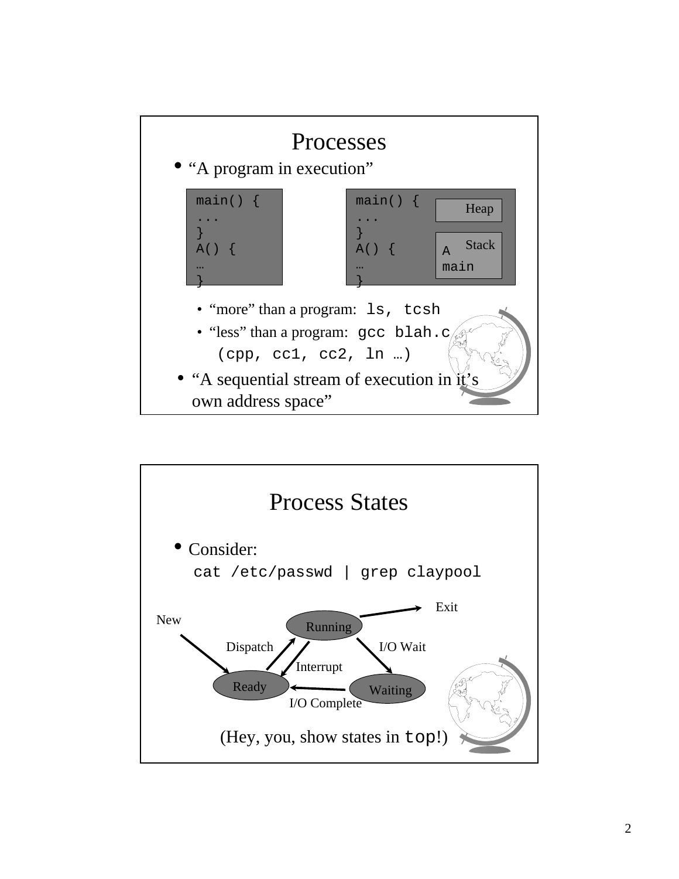# Processes

- "A program in execution"

```
main() {
...
}
A() {
…
}
```

```
main() {
...
}
A() {
…
}
```

Heap

Stack
A
main

  - "more" than a program: `ls, tcsh`
  - "less" than a program: `gcc blah.c` `(cpp, cc1, cc2, ln …)`
- "A sequential stream of execution in it's own address space"

# Process States

- Consider:

```
cat /etc/passwd | grep claypool
```

New → Ready (Dispatch) → Running → Exit

Running → Ready (Interrupt)

Running → Waiting (I/O Wait)

Waiting → Ready (I/O Complete)

(Hey, you, show states in `top`!)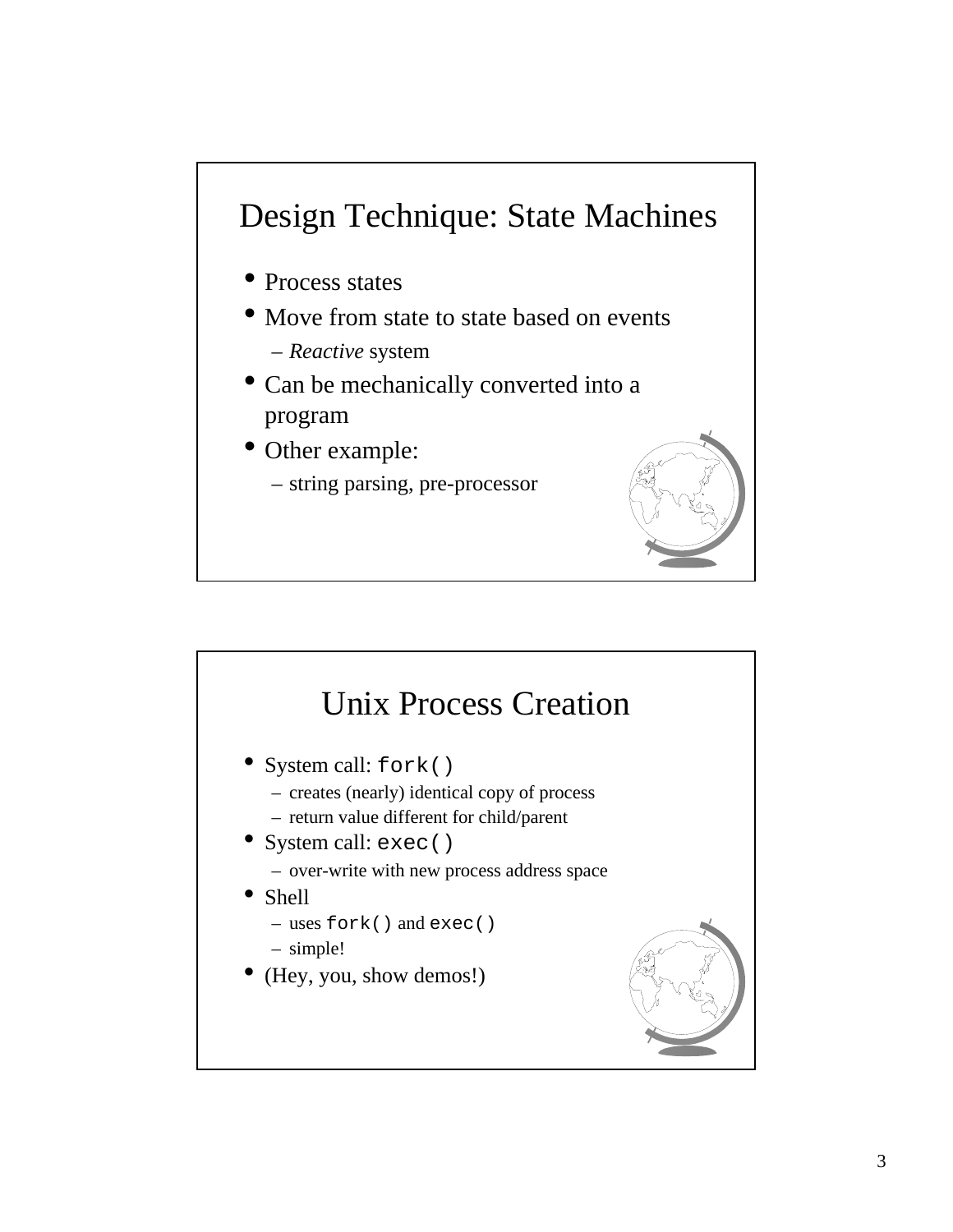## Design Technique: State Machines

- Process states
- Move from state to state based on events
  - *Reactive* system
- Can be mechanically converted into a program
- Other example:
  - string parsing, pre-processor

## Unix Process Creation

- System call: `fork()`
  - creates (nearly) identical copy of process
  - return value different for child/parent
- System call: `exec()`
  - over-write with new process address space
- Shell
  - uses `fork()` and `exec()`
  - simple!
- (Hey, you, show demos!)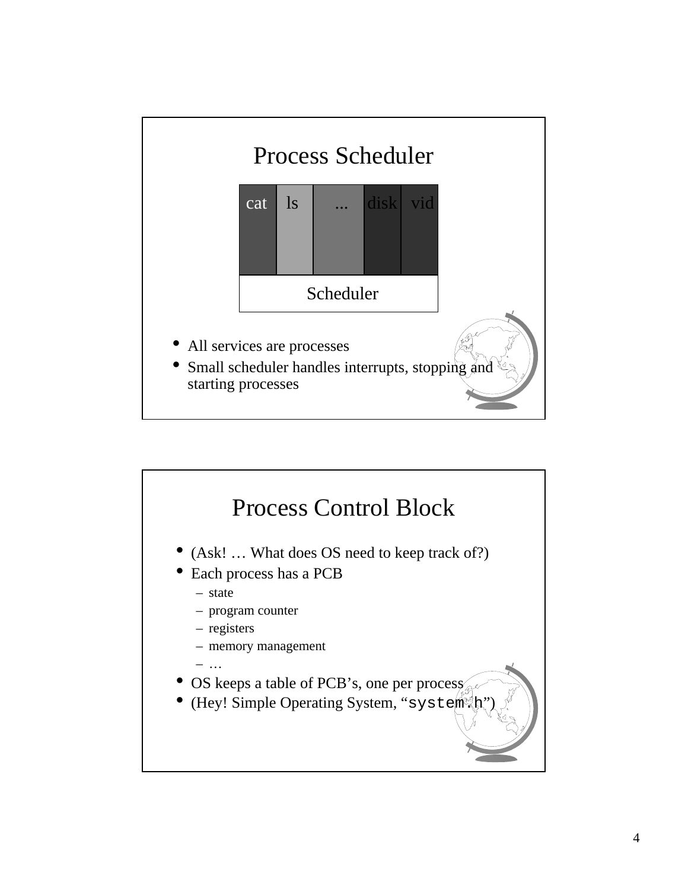# Process Scheduler

| cat | ls | ... | disk | vid |
|---|---|---|---|---|
| Scheduler | | | | |

- All services are processes
- Small scheduler handles interrupts, stopping and starting processes

# Process Control Block

- (Ask! … What does OS need to keep track of?)
- Each process has a PCB
  - state
  - program counter
  - registers
  - memory management
  - …
- OS keeps a table of PCB's, one per process
- (Hey! Simple Operating System, "`system.h`")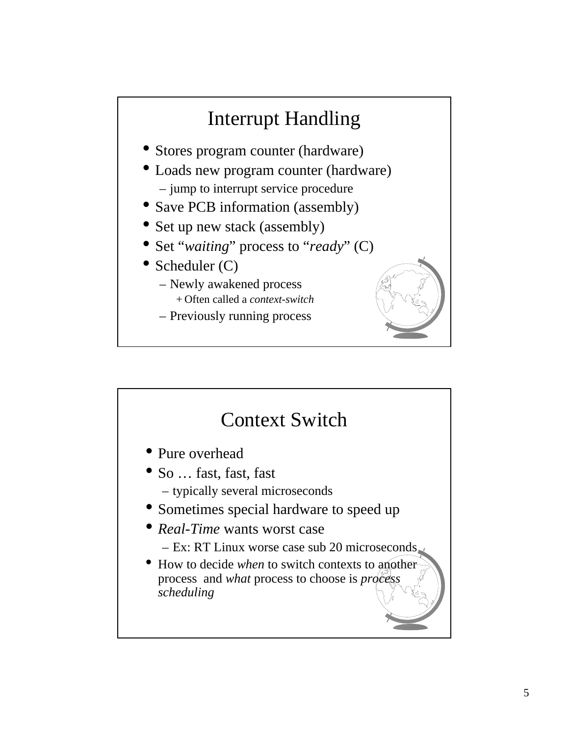## Interrupt Handling

- Stores program counter (hardware)
- Loads new program counter (hardware)
  - jump to interrupt service procedure
- Save PCB information (assembly)
- Set up new stack (assembly)
- Set "*waiting*" process to "*ready*" (C)
- Scheduler (C)
  - Newly awakened process
    - Often called a *context-switch*
  - Previously running process

## Context Switch

- Pure overhead
- So … fast, fast, fast
  - typically several microseconds
- Sometimes special hardware to speed up
- *Real-Time* wants worst case
  - Ex: RT Linux worse case sub 20 microseconds
- How to decide *when* to switch contexts to another process and *what* process to choose is *process scheduling*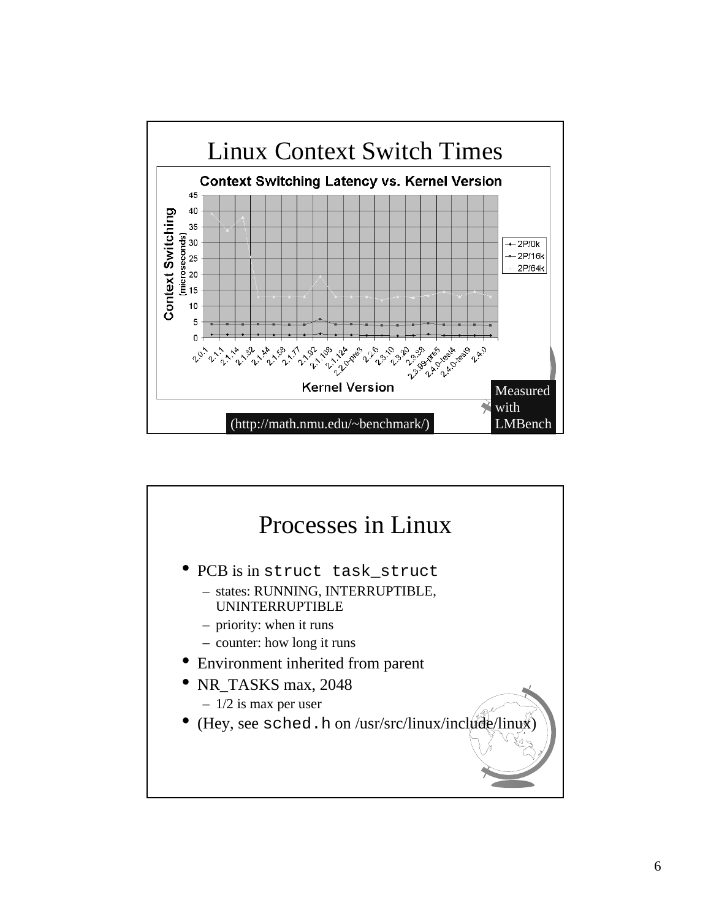# Linux Context Switch Times

**Context Switching Latency vs. Kernel Version**

Context Switching (microseconds)

Kernel Version: 2.0.1, 2.1.1, 2.1.14, 2.1.32, 2.1.44, 2.1.58, 2.1.77, 2.1.92, 2.1.108, 2.1.124, 2.2.0-pre3, 2.2.6, 2.3.10, 2.3.20, 2.3.33, 2.3.99-pre5, 2.4.0-test4, 2.4.0-test9, 2.4.0

Legend: 2P/0k, 2P/16k, 2P/64k

(http://math.nmu.edu/~benchmark/)

Measured with LMBench

# Processes in Linux

- PCB is in `struct task_struct`
  - states: RUNNING, INTERRUPTIBLE, UNINTERRUPTIBLE
  - priority: when it runs
  - counter: how long it runs
- Environment inherited from parent
- NR_TASKS max, 2048
  - 1/2 is max per user
- (Hey, see `sched.h` on /usr/src/linux/include/linux)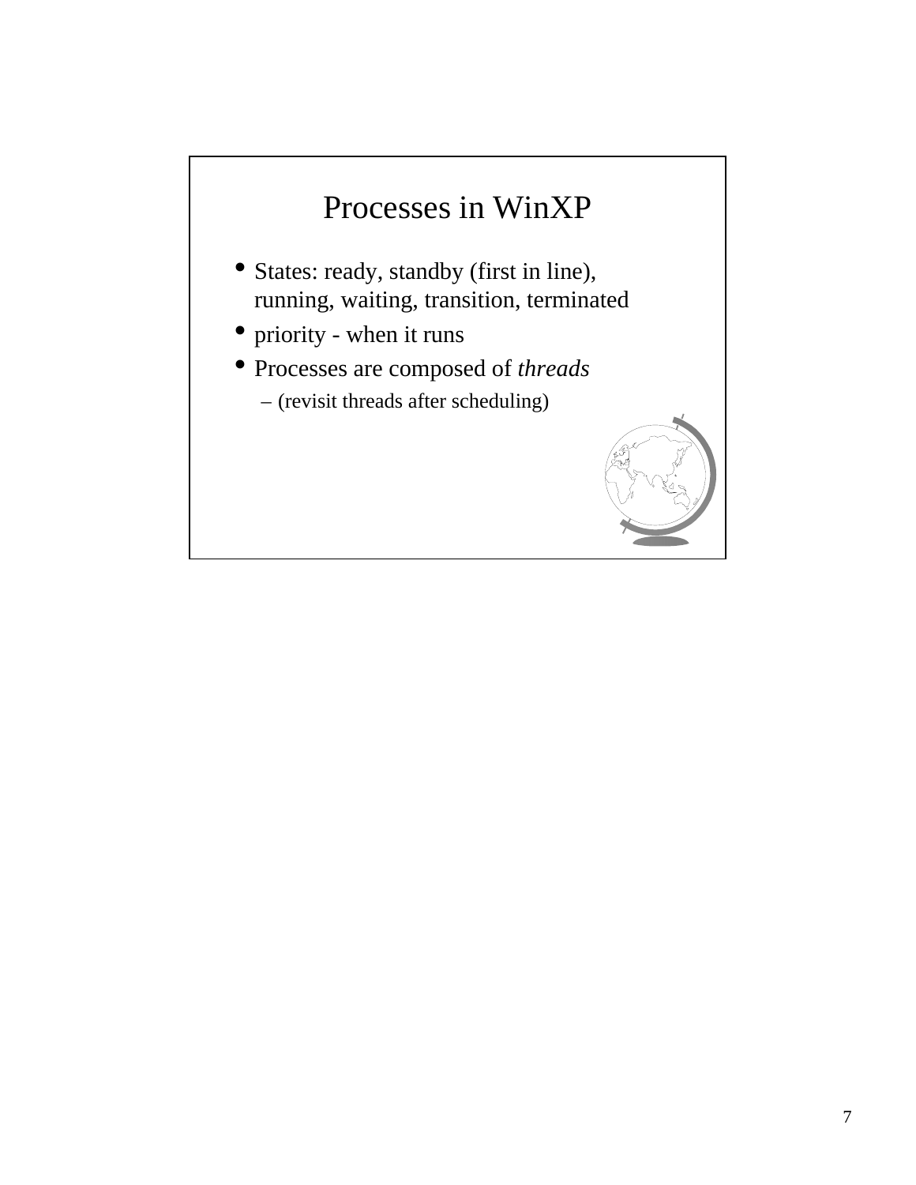# Processes in WinXP

- States: ready, standby (first in line), running, waiting, transition, terminated
- priority - when it runs
- Processes are composed of *threads*
  - (revisit threads after scheduling)